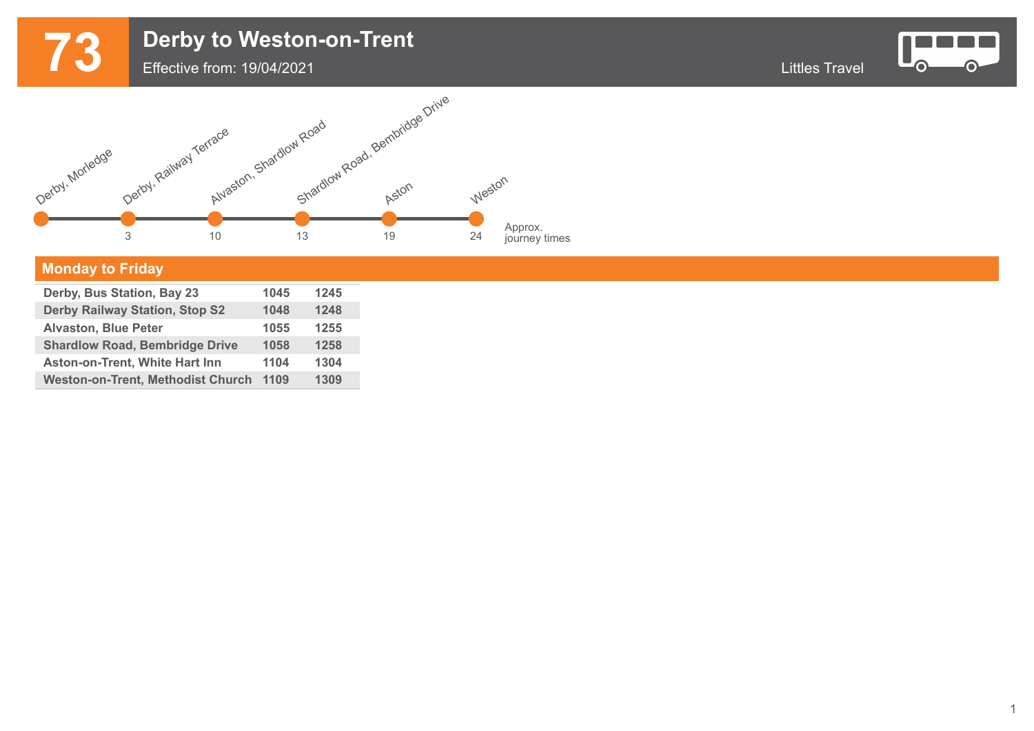# 73 Derby to Weston-on-Trent

Effective from: 19/04/2021

Littles Travel

| Derby, Morledge | Derby, Railway Terrace | Alvaston, Shardlow Road | Shardlow Road, Bembridge Drive | Aston | Weston | |
|---|---|---|---|---|---|---|
| | 3 | 10 | 13 | 19 | 24 | Approx. journey times |

## Monday to Friday

| | | |
|---|---|---|
| **Derby, Bus Station, Bay 23** | **1045** | **1245** |
| **Derby Railway Station, Stop S2** | **1048** | **1248** |
| **Alvaston, Blue Peter** | **1055** | **1255** |
| **Shardlow Road, Bembridge Drive** | **1058** | **1258** |
| **Aston-on-Trent, White Hart Inn** | **1104** | **1304** |
| **Weston-on-Trent, Methodist Church** | **1109** | **1309** |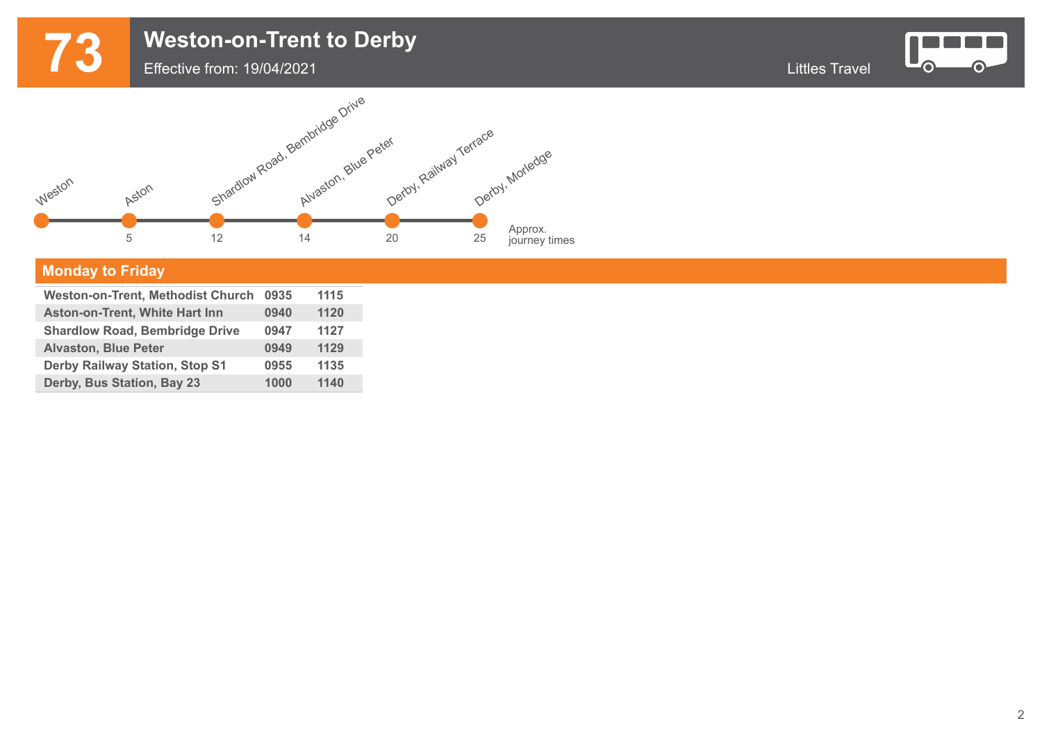# 73 Weston-on-Trent to Derby

Effective from: 19/04/2021

Littles Travel

Weston
Aston 5
Shardlow Road, Bembridge Drive 12
Alvaston, Blue Peter 14
Derby, Railway Terrace 20
Derby, Morledge 25

Approx. journey times

## Monday to Friday

| | | |
|---|---|---|
| Weston-on-Trent, Methodist Church | 0935 | 1115 |
| Aston-on-Trent, White Hart Inn | 0940 | 1120 |
| Shardlow Road, Bembridge Drive | 0947 | 1127 |
| Alvaston, Blue Peter | 0949 | 1129 |
| Derby Railway Station, Stop S1 | 0955 | 1135 |
| Derby, Bus Station, Bay 23 | 1000 | 1140 |